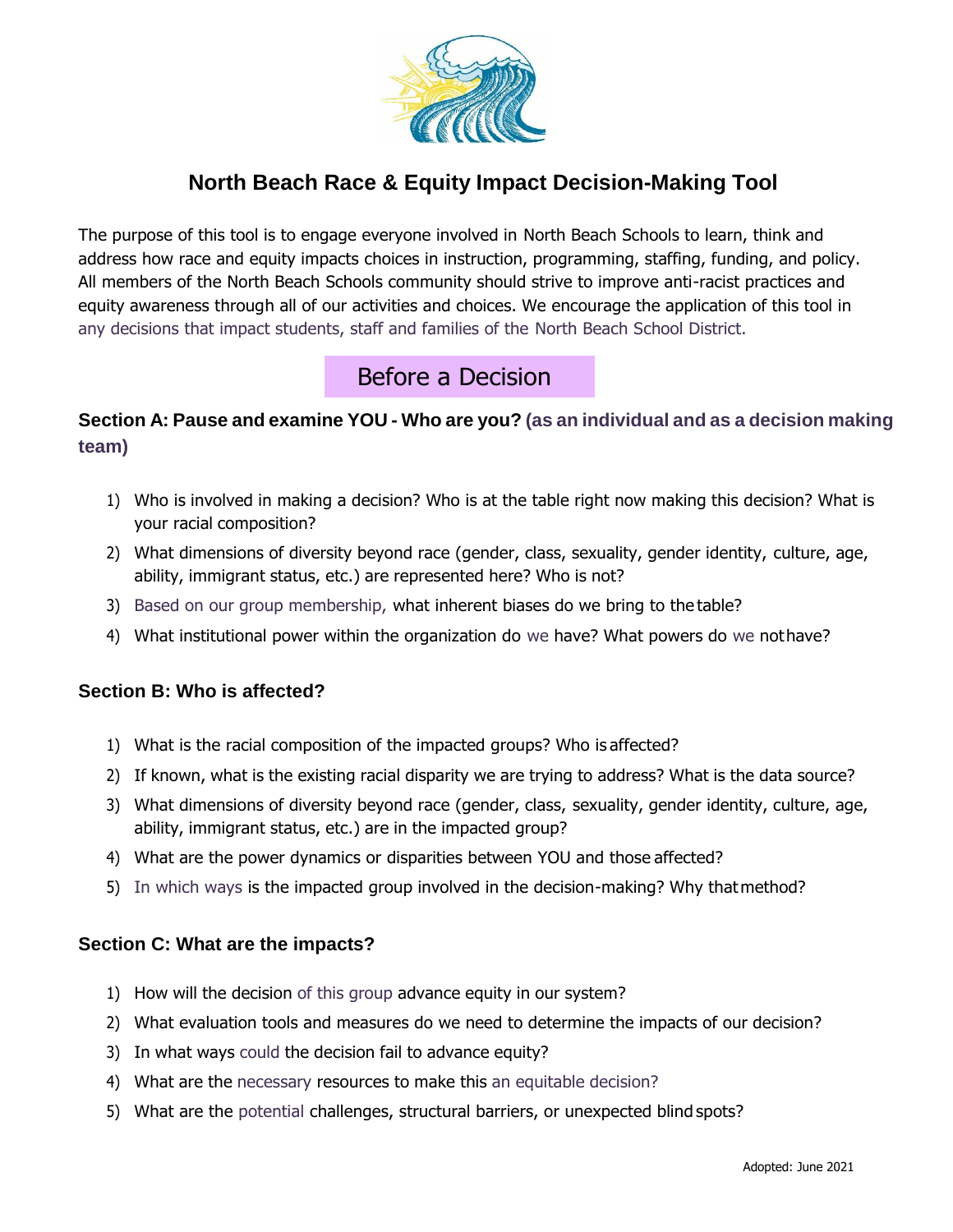# North Beach Race & Equity Impact Decision-Making Tool

The purpose of this tool is to engage everyone involved in North Beach Schools to learn, think and address how race and equity impacts choices in instruction, programming, staffing, funding, and policy. All members of the North Beach Schools community should strive to improve anti-racist practices and equity awareness through all of our activities and choices. We encourage the application of this tool in any decisions that impact students, staff and families of the North Beach School District.

## Before a Decision

### Section A: Pause and examine YOU - Who are you? (as an individual and as a decision making team)

1) Who is involved in making a decision? Who is at the table right now making this decision? What is your racial composition?
2) What dimensions of diversity beyond race (gender, class, sexuality, gender identity, culture, age, ability, immigrant status, etc.) are represented here? Who is not?
3) Based on our group membership, what inherent biases do we bring to the table?
4) What institutional power within the organization do we have? What powers do we not have?

### Section B: Who is affected?

1) What is the racial composition of the impacted groups? Who is affected?
2) If known, what is the existing racial disparity we are trying to address? What is the data source?
3) What dimensions of diversity beyond race (gender, class, sexuality, gender identity, culture, age, ability, immigrant status, etc.) are in the impacted group?
4) What are the power dynamics or disparities between YOU and those affected?
5) In which ways is the impacted group involved in the decision-making? Why that method?

### Section C: What are the impacts?

1) How will the decision of this group advance equity in our system?
2) What evaluation tools and measures do we need to determine the impacts of our decision?
3) In what ways could the decision fail to advance equity?
4) What are the necessary resources to make this an equitable decision?
5) What are the potential challenges, structural barriers, or unexpected blind spots?

Adopted: June 2021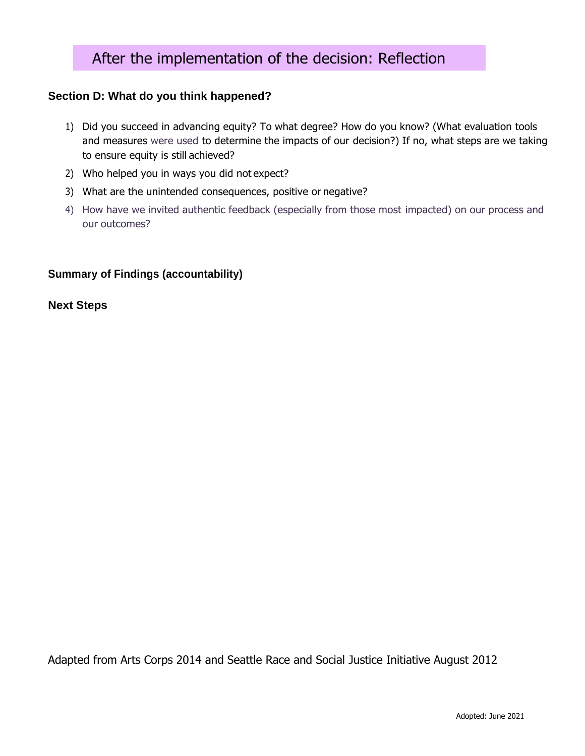# After the implementation of the decision: Reflection

**Section D: What do you think happened?**

1) Did you succeed in advancing equity? To what degree? How do you know? (What evaluation tools and measures were used to determine the impacts of our decision?) If no, what steps are we taking to ensure equity is still achieved?
2) Who helped you in ways you did not expect?
3) What are the unintended consequences, positive or negative?
4) How have we invited authentic feedback (especially from those most impacted) on our process and our outcomes?

**Summary of Findings (accountability)**

**Next Steps**

Adapted from Arts Corps 2014 and Seattle Race and Social Justice Initiative August 2012

Adopted: June 2021